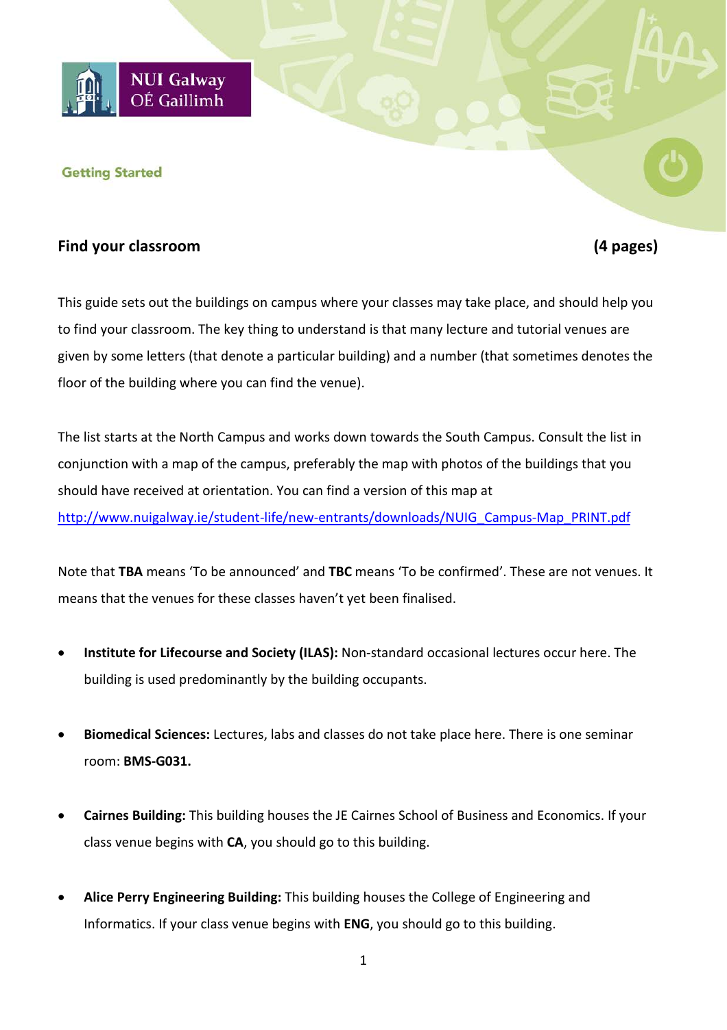NUI Galway
OÉ Gaillimh

Getting Started

## Find your classroom (4 pages)

This guide sets out the buildings on campus where your classes may take place, and should help you to find your classroom. The key thing to understand is that many lecture and tutorial venues are given by some letters (that denote a particular building) and a number (that sometimes denotes the floor of the building where you can find the venue).

The list starts at the North Campus and works down towards the South Campus. Consult the list in conjunction with a map of the campus, preferably the map with photos of the buildings that you should have received at orientation. You can find a version of this map at http://www.nuigalway.ie/student-life/new-entrants/downloads/NUIG_Campus-Map_PRINT.pdf

Note that **TBA** means 'To be announced' and **TBC** means 'To be confirmed'. These are not venues. It means that the venues for these classes haven't yet been finalised.

- **Institute for Lifecourse and Society (ILAS):** Non-standard occasional lectures occur here. The building is used predominantly by the building occupants.
- **Biomedical Sciences:** Lectures, labs and classes do not take place here. There is one seminar room: **BMS-G031.**
- **Cairnes Building:** This building houses the JE Cairnes School of Business and Economics. If your class venue begins with **CA**, you should go to this building.
- **Alice Perry Engineering Building:** This building houses the College of Engineering and Informatics. If your class venue begins with **ENG**, you should go to this building.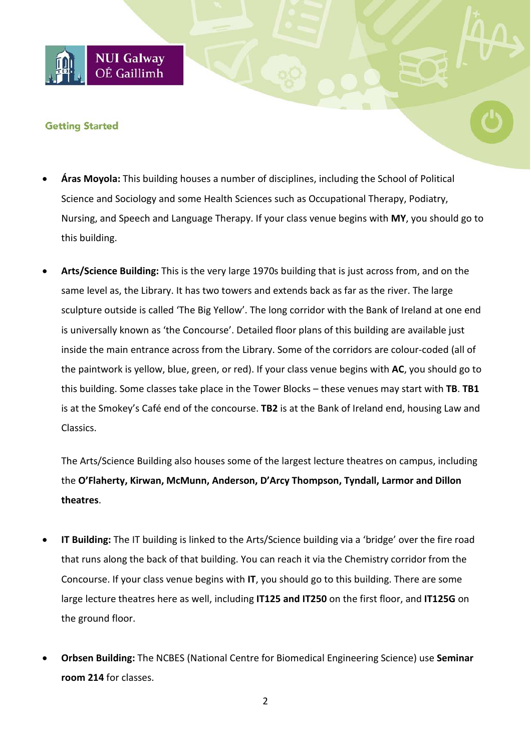## Getting Started

- **Áras Moyola:** This building houses a number of disciplines, including the School of Political Science and Sociology and some Health Sciences such as Occupational Therapy, Podiatry, Nursing, and Speech and Language Therapy. If your class venue begins with **MY**, you should go to this building.

- **Arts/Science Building:** This is the very large 1970s building that is just across from, and on the same level as, the Library. It has two towers and extends back as far as the river. The large sculpture outside is called 'The Big Yellow'. The long corridor with the Bank of Ireland at one end is universally known as 'the Concourse'. Detailed floor plans of this building are available just inside the main entrance across from the Library. Some of the corridors are colour-coded (all of the paintwork is yellow, blue, green, or red). If your class venue begins with **AC**, you should go to this building. Some classes take place in the Tower Blocks – these venues may start with **TB**. **TB1** is at the Smokey's Café end of the concourse. **TB2** is at the Bank of Ireland end, housing Law and Classics.

  The Arts/Science Building also houses some of the largest lecture theatres on campus, including the **O'Flaherty, Kirwan, McMunn, Anderson, D'Arcy Thompson, Tyndall, Larmor and Dillon theatres**.

- **IT Building:** The IT building is linked to the Arts/Science building via a 'bridge' over the fire road that runs along the back of that building. You can reach it via the Chemistry corridor from the Concourse. If your class venue begins with **IT**, you should go to this building. There are some large lecture theatres here as well, including **IT125 and IT250** on the first floor, and **IT125G** on the ground floor.

- **Orbsen Building:** The NCBES (National Centre for Biomedical Engineering Science) use **Seminar room 214** for classes.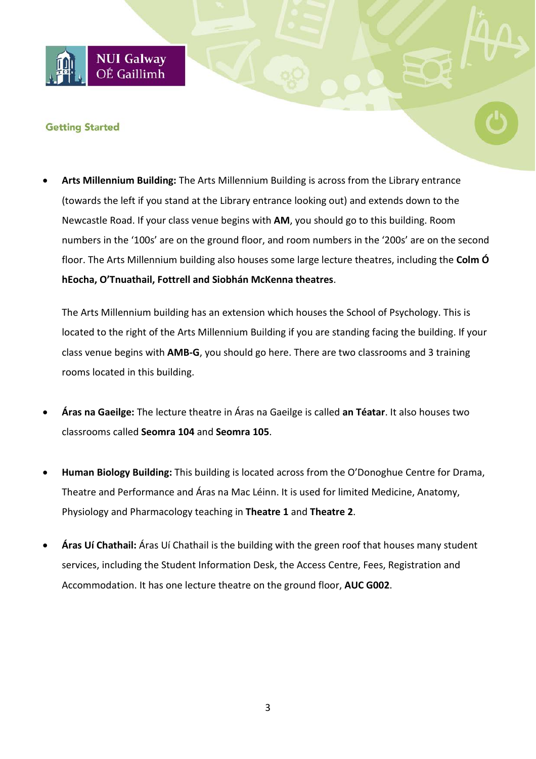## Getting Started

- **Arts Millennium Building:** The Arts Millennium Building is across from the Library entrance (towards the left if you stand at the Library entrance looking out) and extends down to the Newcastle Road. If your class venue begins with **AM**, you should go to this building. Room numbers in the '100s' are on the ground floor, and room numbers in the '200s' are on the second floor. The Arts Millennium building also houses some large lecture theatres, including the **Colm Ó hEocha, O'Tnuathail, Fottrell and Siobhán McKenna theatres**.

  The Arts Millennium building has an extension which houses the School of Psychology. This is located to the right of the Arts Millennium Building if you are standing facing the building. If your class venue begins with **AMB-G**, you should go here. There are two classrooms and 3 training rooms located in this building.

- **Áras na Gaeilge:** The lecture theatre in Áras na Gaeilge is called **an Téatar**. It also houses two classrooms called **Seomra 104** and **Seomra 105**.

- **Human Biology Building:** This building is located across from the O'Donoghue Centre for Drama, Theatre and Performance and Áras na Mac Léinn. It is used for limited Medicine, Anatomy, Physiology and Pharmacology teaching in **Theatre 1** and **Theatre 2**.

- **Áras Uí Chathail:** Áras Uí Chathail is the building with the green roof that houses many student services, including the Student Information Desk, the Access Centre, Fees, Registration and Accommodation. It has one lecture theatre on the ground floor, **AUC G002**.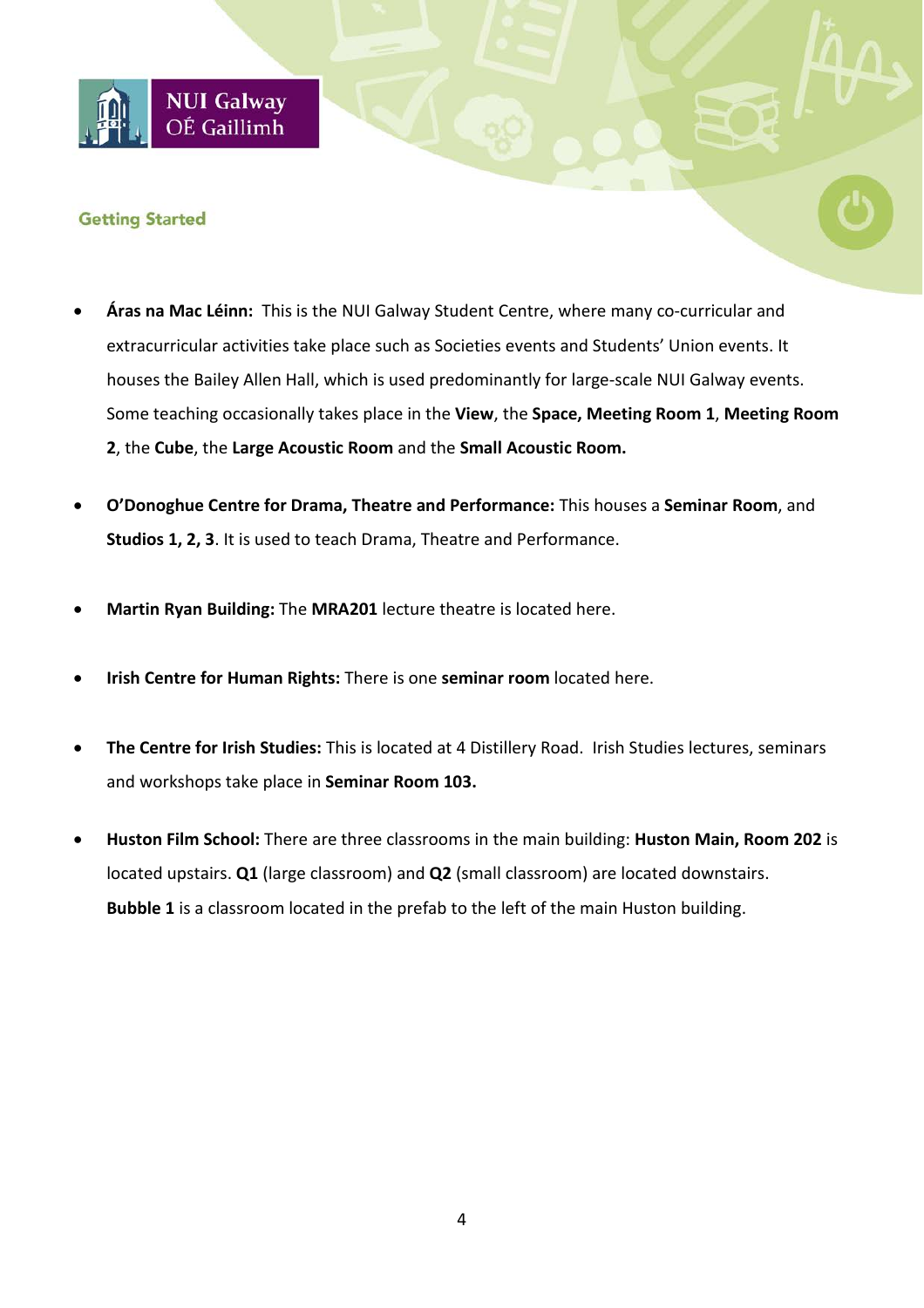NUI Galway
OÉ Gaillimh

## Getting Started

- **Áras na Mac Léinn:** This is the NUI Galway Student Centre, where many co-curricular and extracurricular activities take place such as Societies events and Students' Union events. It houses the Bailey Allen Hall, which is used predominantly for large-scale NUI Galway events. Some teaching occasionally takes place in the **View**, the **Space, Meeting Room 1**, **Meeting Room 2**, the **Cube**, the **Large Acoustic Room** and the **Small Acoustic Room.**

- **O'Donoghue Centre for Drama, Theatre and Performance:** This houses a **Seminar Room**, and **Studios 1, 2, 3**. It is used to teach Drama, Theatre and Performance.

- **Martin Ryan Building:** The **MRA201** lecture theatre is located here.

- **Irish Centre for Human Rights:** There is one **seminar room** located here.

- **The Centre for Irish Studies:** This is located at 4 Distillery Road. Irish Studies lectures, seminars and workshops take place in **Seminar Room 103.**

- **Huston Film School:** There are three classrooms in the main building: **Huston Main, Room 202** is located upstairs. **Q1** (large classroom) and **Q2** (small classroom) are located downstairs. **Bubble 1** is a classroom located in the prefab to the left of the main Huston building.